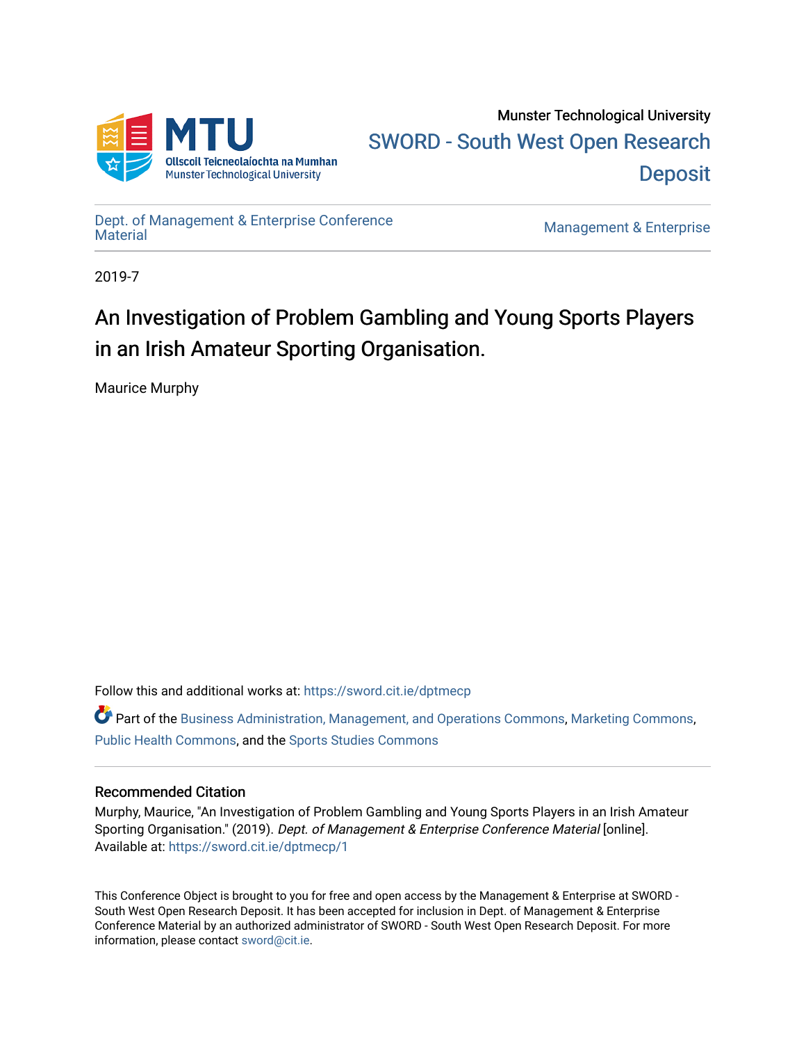Munster Technological University

SWORD - South West Open Research Deposit

Dept. of Management & Enterprise Conference Material

Management & Enterprise

2019-7

# An Investigation of Problem Gambling and Young Sports Players in an Irish Amateur Sporting Organisation.

Maurice Murphy

Follow this and additional works at: https://sword.cit.ie/dptmecp

Part of the Business Administration, Management, and Operations Commons, Marketing Commons, Public Health Commons, and the Sports Studies Commons

### Recommended Citation

Murphy, Maurice, "An Investigation of Problem Gambling and Young Sports Players in an Irish Amateur Sporting Organisation." (2019). *Dept. of Management & Enterprise Conference Material* [online]. Available at: https://sword.cit.ie/dptmecp/1

This Conference Object is brought to you for free and open access by the Management & Enterprise at SWORD - South West Open Research Deposit. It has been accepted for inclusion in Dept. of Management & Enterprise Conference Material by an authorized administrator of SWORD - South West Open Research Deposit. For more information, please contact sword@cit.ie.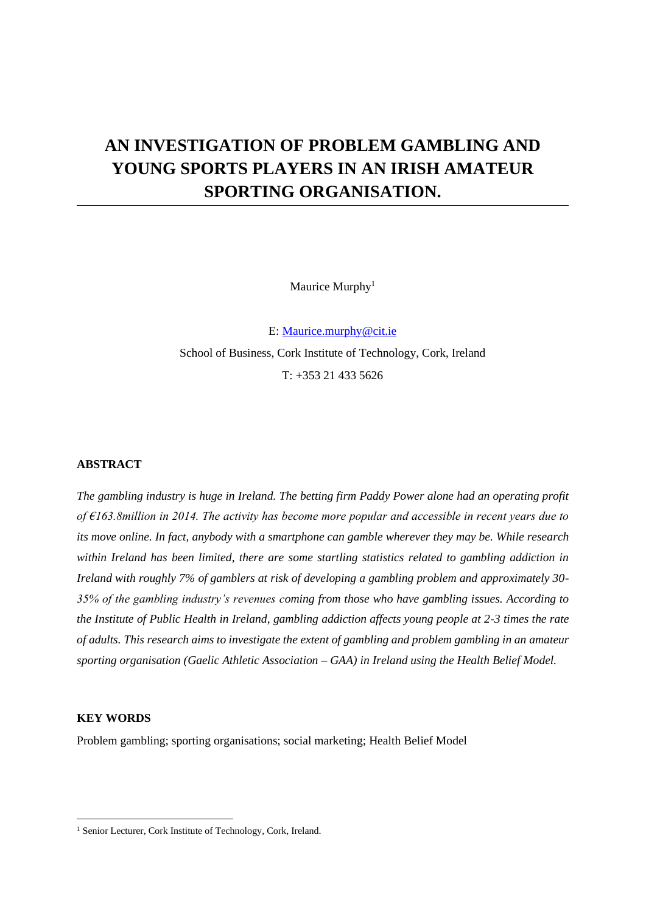# AN INVESTIGATION OF PROBLEM GAMBLING AND YOUNG SPORTS PLAYERS IN AN IRISH AMATEUR SPORTING ORGANISATION.

Maurice Murphy[1]

E: Maurice.murphy@cit.ie

School of Business, Cork Institute of Technology, Cork, Ireland

T: +353 21 433 5626

## ABSTRACT

*The gambling industry is huge in Ireland. The betting firm Paddy Power alone had an operating profit of €163.8million in 2014. The activity has become more popular and accessible in recent years due to its move online. In fact, anybody with a smartphone can gamble wherever they may be. While research within Ireland has been limited, there are some startling statistics related to gambling addiction in Ireland with roughly 7% of gamblers at risk of developing a gambling problem and approximately 30-35% of the gambling industry's revenues coming from those who have gambling issues. According to the Institute of Public Health in Ireland, gambling addiction affects young people at 2-3 times the rate of adults. This research aims to investigate the extent of gambling and problem gambling in an amateur sporting organisation (Gaelic Athletic Association – GAA) in Ireland using the Health Belief Model.*

## KEY WORDS

Problem gambling; sporting organisations; social marketing; Health Belief Model

---

[1] Senior Lecturer, Cork Institute of Technology, Cork, Ireland.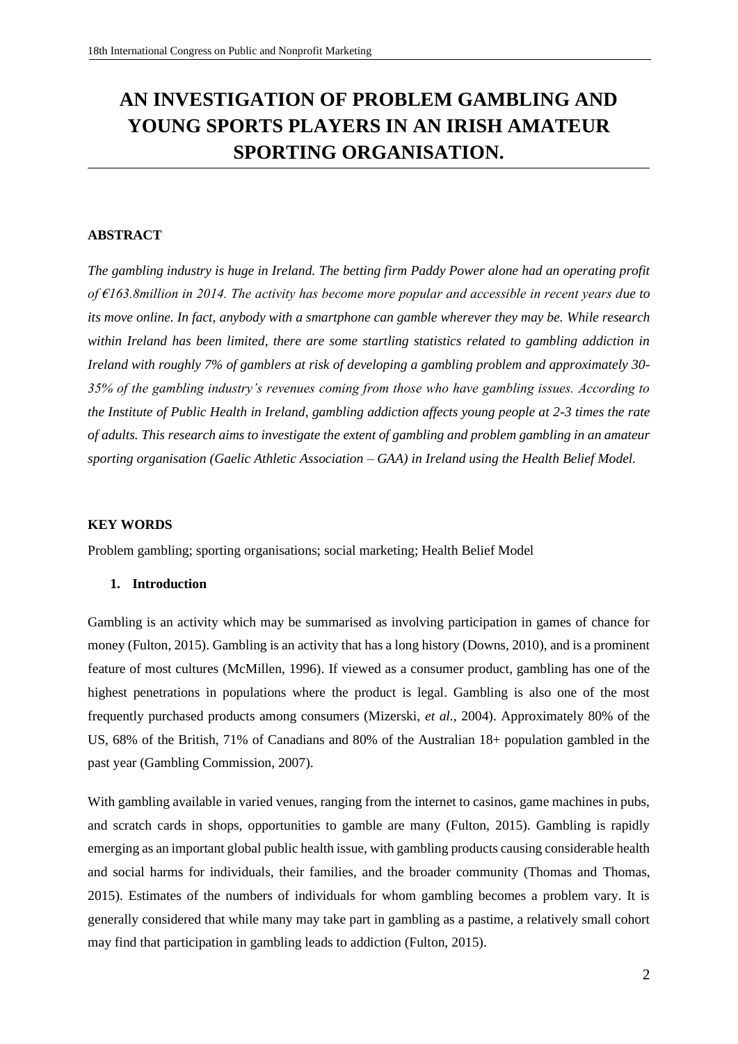# AN INVESTIGATION OF PROBLEM GAMBLING AND YOUNG SPORTS PLAYERS IN AN IRISH AMATEUR SPORTING ORGANISATION.

**ABSTRACT**

*The gambling industry is huge in Ireland. The betting firm Paddy Power alone had an operating profit of €163.8million in 2014. The activity has become more popular and accessible in recent years due to its move online. In fact, anybody with a smartphone can gamble wherever they may be. While research within Ireland has been limited, there are some startling statistics related to gambling addiction in Ireland with roughly 7% of gamblers at risk of developing a gambling problem and approximately 30-35% of the gambling industry's revenues coming from those who have gambling issues. According to the Institute of Public Health in Ireland, gambling addiction affects young people at 2-3 times the rate of adults. This research aims to investigate the extent of gambling and problem gambling in an amateur sporting organisation (Gaelic Athletic Association – GAA) in Ireland using the Health Belief Model.*

**KEY WORDS**

Problem gambling; sporting organisations; social marketing; Health Belief Model

## 1. Introduction

Gambling is an activity which may be summarised as involving participation in games of chance for money (Fulton, 2015). Gambling is an activity that has a long history (Downs, 2010), and is a prominent feature of most cultures (McMillen, 1996). If viewed as a consumer product, gambling has one of the highest penetrations in populations where the product is legal. Gambling is also one of the most frequently purchased products among consumers (Mizerski, *et al.*, 2004). Approximately 80% of the US, 68% of the British, 71% of Canadians and 80% of the Australian 18+ population gambled in the past year (Gambling Commission, 2007).

With gambling available in varied venues, ranging from the internet to casinos, game machines in pubs, and scratch cards in shops, opportunities to gamble are many (Fulton, 2015). Gambling is rapidly emerging as an important global public health issue, with gambling products causing considerable health and social harms for individuals, their families, and the broader community (Thomas and Thomas, 2015). Estimates of the numbers of individuals for whom gambling becomes a problem vary. It is generally considered that while many may take part in gambling as a pastime, a relatively small cohort may find that participation in gambling leads to addiction (Fulton, 2015).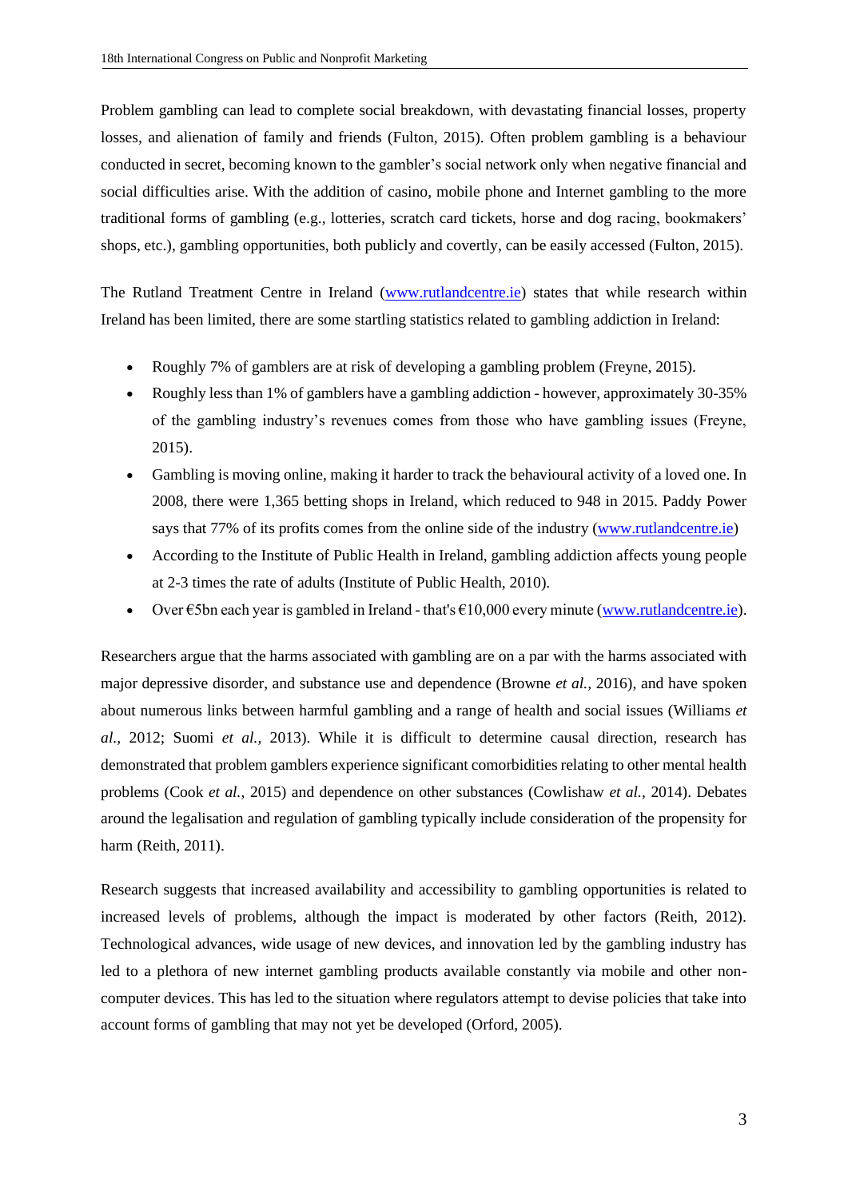Problem gambling can lead to complete social breakdown, with devastating financial losses, property losses, and alienation of family and friends (Fulton, 2015). Often problem gambling is a behaviour conducted in secret, becoming known to the gambler's social network only when negative financial and social difficulties arise. With the addition of casino, mobile phone and Internet gambling to the more traditional forms of gambling (e.g., lotteries, scratch card tickets, horse and dog racing, bookmakers' shops, etc.), gambling opportunities, both publicly and covertly, can be easily accessed (Fulton, 2015).

The Rutland Treatment Centre in Ireland (www.rutlandcentre.ie) states that while research within Ireland has been limited, there are some startling statistics related to gambling addiction in Ireland:

- Roughly 7% of gamblers are at risk of developing a gambling problem (Freyne, 2015).
- Roughly less than 1% of gamblers have a gambling addiction - however, approximately 30-35% of the gambling industry's revenues comes from those who have gambling issues (Freyne, 2015).
- Gambling is moving online, making it harder to track the behavioural activity of a loved one. In 2008, there were 1,365 betting shops in Ireland, which reduced to 948 in 2015. Paddy Power says that 77% of its profits comes from the online side of the industry (www.rutlandcentre.ie)
- According to the Institute of Public Health in Ireland, gambling addiction affects young people at 2-3 times the rate of adults (Institute of Public Health, 2010).
- Over €5bn each year is gambled in Ireland - that's €10,000 every minute (www.rutlandcentre.ie).

Researchers argue that the harms associated with gambling are on a par with the harms associated with major depressive disorder, and substance use and dependence (Browne *et al.,* 2016), and have spoken about numerous links between harmful gambling and a range of health and social issues (Williams *et al.,* 2012; Suomi *et al.,* 2013). While it is difficult to determine causal direction, research has demonstrated that problem gamblers experience significant comorbidities relating to other mental health problems (Cook *et al.,* 2015) and dependence on other substances (Cowlishaw *et al.,* 2014). Debates around the legalisation and regulation of gambling typically include consideration of the propensity for harm (Reith, 2011).

Research suggests that increased availability and accessibility to gambling opportunities is related to increased levels of problems, although the impact is moderated by other factors (Reith, 2012). Technological advances, wide usage of new devices, and innovation led by the gambling industry has led to a plethora of new internet gambling products available constantly via mobile and other non-computer devices. This has led to the situation where regulators attempt to devise policies that take into account forms of gambling that may not yet be developed (Orford, 2005).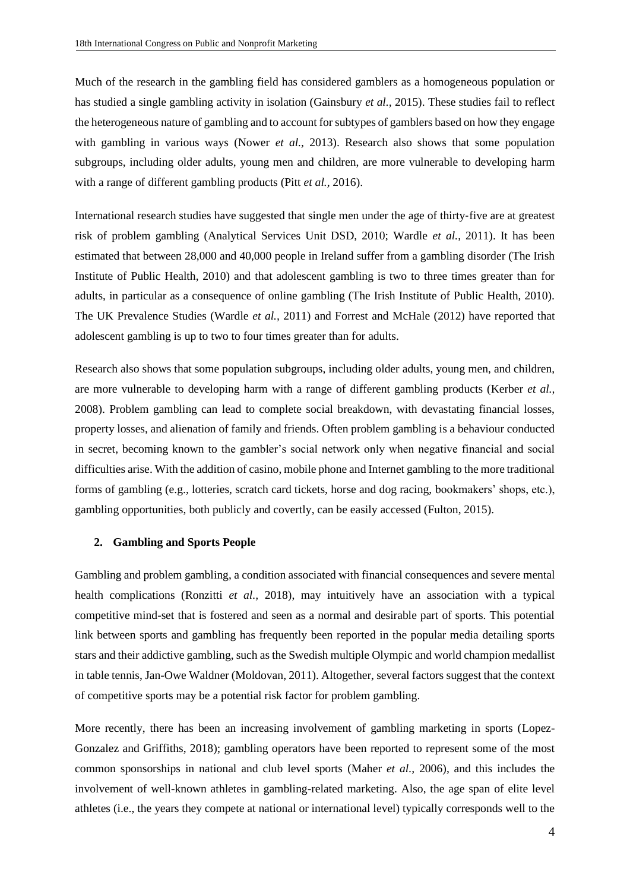Much of the research in the gambling field has considered gamblers as a homogeneous population or has studied a single gambling activity in isolation (Gainsbury *et al.*, 2015). These studies fail to reflect the heterogeneous nature of gambling and to account for subtypes of gamblers based on how they engage with gambling in various ways (Nower *et al.*, 2013). Research also shows that some population subgroups, including older adults, young men and children, are more vulnerable to developing harm with a range of different gambling products (Pitt *et al.,* 2016).

International research studies have suggested that single men under the age of thirty-five are at greatest risk of problem gambling (Analytical Services Unit DSD, 2010; Wardle *et al.*, 2011). It has been estimated that between 28,000 and 40,000 people in Ireland suffer from a gambling disorder (The Irish Institute of Public Health, 2010) and that adolescent gambling is two to three times greater than for adults, in particular as a consequence of online gambling (The Irish Institute of Public Health, 2010). The UK Prevalence Studies (Wardle *et al.,* 2011) and Forrest and McHale (2012) have reported that adolescent gambling is up to two to four times greater than for adults.

Research also shows that some population subgroups, including older adults, young men, and children, are more vulnerable to developing harm with a range of different gambling products (Kerber *et al.,* 2008). Problem gambling can lead to complete social breakdown, with devastating financial losses, property losses, and alienation of family and friends. Often problem gambling is a behaviour conducted in secret, becoming known to the gambler's social network only when negative financial and social difficulties arise. With the addition of casino, mobile phone and Internet gambling to the more traditional forms of gambling (e.g., lotteries, scratch card tickets, horse and dog racing, bookmakers' shops, etc.), gambling opportunities, both publicly and covertly, can be easily accessed (Fulton, 2015).

## 2. Gambling and Sports People

Gambling and problem gambling, a condition associated with financial consequences and severe mental health complications (Ronzitti *et al.,* 2018), may intuitively have an association with a typical competitive mind-set that is fostered and seen as a normal and desirable part of sports. This potential link between sports and gambling has frequently been reported in the popular media detailing sports stars and their addictive gambling, such as the Swedish multiple Olympic and world champion medallist in table tennis, Jan-Owe Waldner (Moldovan, 2011). Altogether, several factors suggest that the context of competitive sports may be a potential risk factor for problem gambling.

More recently, there has been an increasing involvement of gambling marketing in sports (Lopez-Gonzalez and Griffiths, 2018); gambling operators have been reported to represent some of the most common sponsorships in national and club level sports (Maher *et al.,* 2006), and this includes the involvement of well-known athletes in gambling-related marketing. Also, the age span of elite level athletes (i.e., the years they compete at national or international level) typically corresponds well to the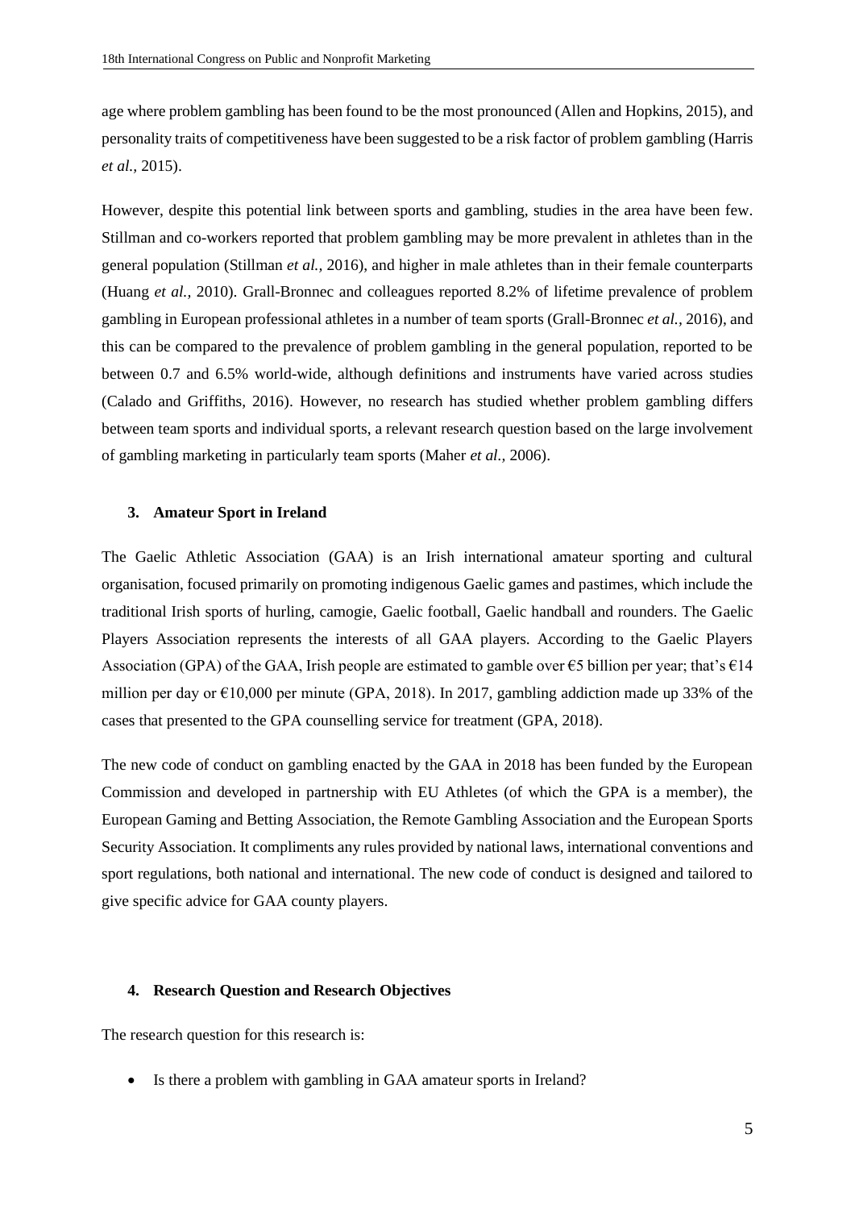age where problem gambling has been found to be the most pronounced (Allen and Hopkins, 2015), and personality traits of competitiveness have been suggested to be a risk factor of problem gambling (Harris *et al.*, 2015).

However, despite this potential link between sports and gambling, studies in the area have been few. Stillman and co-workers reported that problem gambling may be more prevalent in athletes than in the general population (Stillman *et al.*, 2016), and higher in male athletes than in their female counterparts (Huang *et al.*, 2010). Grall-Bronnec and colleagues reported 8.2% of lifetime prevalence of problem gambling in European professional athletes in a number of team sports (Grall-Bronnec *et al.*, 2016), and this can be compared to the prevalence of problem gambling in the general population, reported to be between 0.7 and 6.5% world-wide, although definitions and instruments have varied across studies (Calado and Griffiths, 2016). However, no research has studied whether problem gambling differs between team sports and individual sports, a relevant research question based on the large involvement of gambling marketing in particularly team sports (Maher *et al.*, 2006).

## 3. Amateur Sport in Ireland

The Gaelic Athletic Association (GAA) is an Irish international amateur sporting and cultural organisation, focused primarily on promoting indigenous Gaelic games and pastimes, which include the traditional Irish sports of hurling, camogie, Gaelic football, Gaelic handball and rounders. The Gaelic Players Association represents the interests of all GAA players. According to the Gaelic Players Association (GPA) of the GAA, Irish people are estimated to gamble over €5 billion per year; that's €14 million per day or €10,000 per minute (GPA, 2018). In 2017, gambling addiction made up 33% of the cases that presented to the GPA counselling service for treatment (GPA, 2018).

The new code of conduct on gambling enacted by the GAA in 2018 has been funded by the European Commission and developed in partnership with EU Athletes (of which the GPA is a member), the European Gaming and Betting Association, the Remote Gambling Association and the European Sports Security Association. It compliments any rules provided by national laws, international conventions and sport regulations, both national and international. The new code of conduct is designed and tailored to give specific advice for GAA county players.

## 4. Research Question and Research Objectives

The research question for this research is:

- Is there a problem with gambling in GAA amateur sports in Ireland?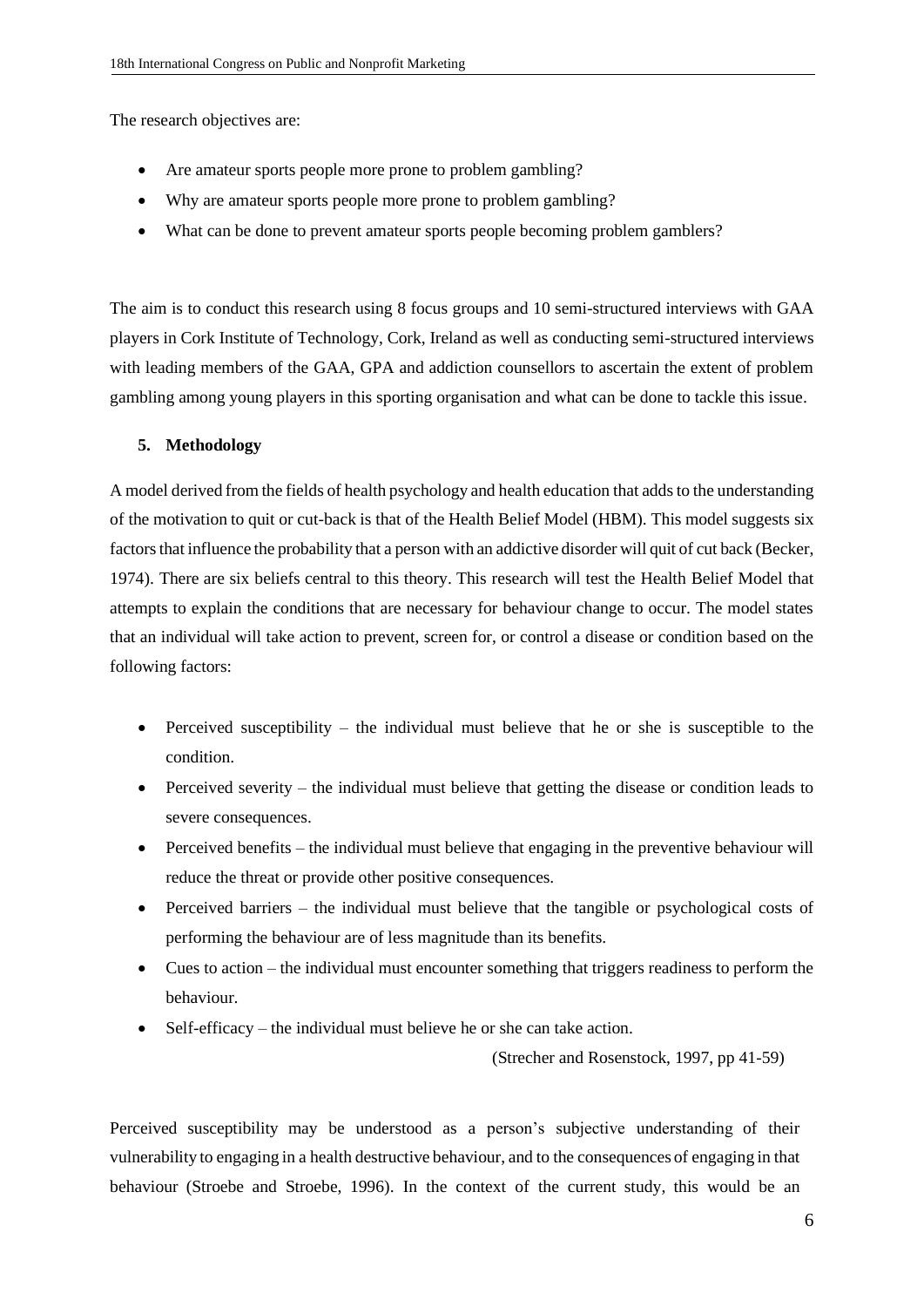The research objectives are:

- Are amateur sports people more prone to problem gambling?
- Why are amateur sports people more prone to problem gambling?
- What can be done to prevent amateur sports people becoming problem gamblers?

The aim is to conduct this research using 8 focus groups and 10 semi-structured interviews with GAA players in Cork Institute of Technology, Cork, Ireland as well as conducting semi-structured interviews with leading members of the GAA, GPA and addiction counsellors to ascertain the extent of problem gambling among young players in this sporting organisation and what can be done to tackle this issue.

## 5. Methodology

A model derived from the fields of health psychology and health education that adds to the understanding of the motivation to quit or cut-back is that of the Health Belief Model (HBM). This model suggests six factors that influence the probability that a person with an addictive disorder will quit of cut back (Becker, 1974). There are six beliefs central to this theory. This research will test the Health Belief Model that attempts to explain the conditions that are necessary for behaviour change to occur. The model states that an individual will take action to prevent, screen for, or control a disease or condition based on the following factors:

- Perceived susceptibility – the individual must believe that he or she is susceptible to the condition.
- Perceived severity – the individual must believe that getting the disease or condition leads to severe consequences.
- Perceived benefits – the individual must believe that engaging in the preventive behaviour will reduce the threat or provide other positive consequences.
- Perceived barriers – the individual must believe that the tangible or psychological costs of performing the behaviour are of less magnitude than its benefits.
- Cues to action – the individual must encounter something that triggers readiness to perform the behaviour.
- Self-efficacy – the individual must believe he or she can take action.

(Strecher and Rosenstock, 1997, pp 41-59)

Perceived susceptibility may be understood as a person's subjective understanding of their vulnerability to engaging in a health destructive behaviour, and to the consequences of engaging in that behaviour (Stroebe and Stroebe, 1996). In the context of the current study, this would be an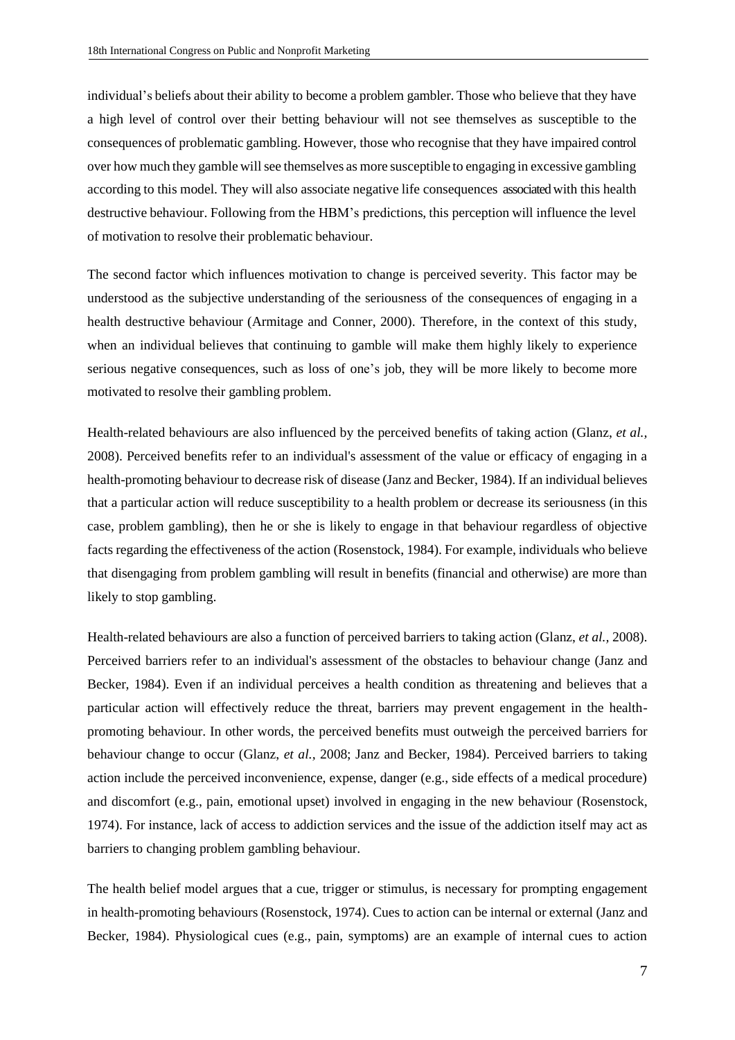individual's beliefs about their ability to become a problem gambler. Those who believe that they have a high level of control over their betting behaviour will not see themselves as susceptible to the consequences of problematic gambling. However, those who recognise that they have impaired control over how much they gamble will see themselves as more susceptible to engaging in excessive gambling according to this model. They will also associate negative life consequences associated with this health destructive behaviour. Following from the HBM's predictions, this perception will influence the level of motivation to resolve their problematic behaviour.

The second factor which influences motivation to change is perceived severity. This factor may be understood as the subjective understanding of the seriousness of the consequences of engaging in a health destructive behaviour (Armitage and Conner, 2000). Therefore, in the context of this study, when an individual believes that continuing to gamble will make them highly likely to experience serious negative consequences, such as loss of one's job, they will be more likely to become more motivated to resolve their gambling problem.

Health-related behaviours are also influenced by the perceived benefits of taking action (Glanz, *et al.*, 2008). Perceived benefits refer to an individual's assessment of the value or efficacy of engaging in a health-promoting behaviour to decrease risk of disease (Janz and Becker, 1984). If an individual believes that a particular action will reduce susceptibility to a health problem or decrease its seriousness (in this case, problem gambling), then he or she is likely to engage in that behaviour regardless of objective facts regarding the effectiveness of the action (Rosenstock, 1984). For example, individuals who believe that disengaging from problem gambling will result in benefits (financial and otherwise) are more than likely to stop gambling.

Health-related behaviours are also a function of perceived barriers to taking action (Glanz, *et al.*, 2008). Perceived barriers refer to an individual's assessment of the obstacles to behaviour change (Janz and Becker, 1984). Even if an individual perceives a health condition as threatening and believes that a particular action will effectively reduce the threat, barriers may prevent engagement in the health-promoting behaviour. In other words, the perceived benefits must outweigh the perceived barriers for behaviour change to occur (Glanz, *et al.*, 2008; Janz and Becker, 1984). Perceived barriers to taking action include the perceived inconvenience, expense, danger (e.g., side effects of a medical procedure) and discomfort (e.g., pain, emotional upset) involved in engaging in the new behaviour (Rosenstock, 1974). For instance, lack of access to addiction services and the issue of the addiction itself may act as barriers to changing problem gambling behaviour.

The health belief model argues that a cue, trigger or stimulus, is necessary for prompting engagement in health-promoting behaviours (Rosenstock, 1974). Cues to action can be internal or external (Janz and Becker, 1984). Physiological cues (e.g., pain, symptoms) are an example of internal cues to action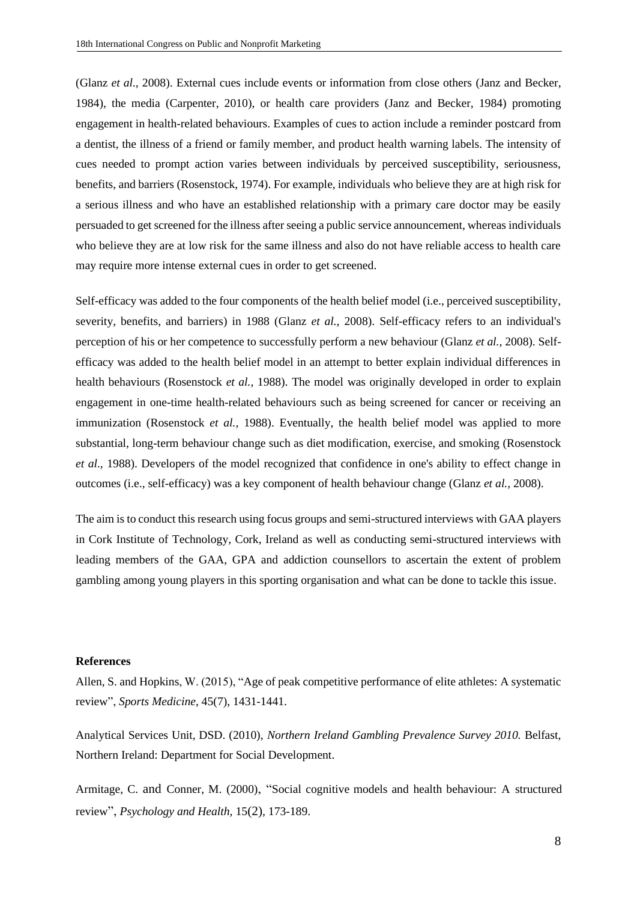(Glanz *et al*., 2008). External cues include events or information from close others (Janz and Becker, 1984), the media (Carpenter, 2010), or health care providers (Janz and Becker, 1984) promoting engagement in health-related behaviours. Examples of cues to action include a reminder postcard from a dentist, the illness of a friend or family member, and product health warning labels. The intensity of cues needed to prompt action varies between individuals by perceived susceptibility, seriousness, benefits, and barriers (Rosenstock, 1974). For example, individuals who believe they are at high risk for a serious illness and who have an established relationship with a primary care doctor may be easily persuaded to get screened for the illness after seeing a public service announcement, whereas individuals who believe they are at low risk for the same illness and also do not have reliable access to health care may require more intense external cues in order to get screened.

Self-efficacy was added to the four components of the health belief model (i.e., perceived susceptibility, severity, benefits, and barriers) in 1988 (Glanz *et al.,* 2008). Self-efficacy refers to an individual's perception of his or her competence to successfully perform a new behaviour (Glanz *et al.,* 2008). Self-efficacy was added to the health belief model in an attempt to better explain individual differences in health behaviours (Rosenstock *et al.,* 1988). The model was originally developed in order to explain engagement in one-time health-related behaviours such as being screened for cancer or receiving an immunization (Rosenstock *et al.,* 1988). Eventually, the health belief model was applied to more substantial, long-term behaviour change such as diet modification, exercise, and smoking (Rosenstock *et al*., 1988). Developers of the model recognized that confidence in one's ability to effect change in outcomes (i.e., self-efficacy) was a key component of health behaviour change (Glanz *et al.,* 2008).

The aim is to conduct this research using focus groups and semi-structured interviews with GAA players in Cork Institute of Technology, Cork, Ireland as well as conducting semi-structured interviews with leading members of the GAA, GPA and addiction counsellors to ascertain the extent of problem gambling among young players in this sporting organisation and what can be done to tackle this issue.

**References**

Allen, S. and Hopkins, W. (2015), "Age of peak competitive performance of elite athletes: A systematic review", *Sports Medicine*, 45(7), 1431-1441.

Analytical Services Unit, DSD. (2010), *Northern Ireland Gambling Prevalence Survey 2010.* Belfast, Northern Ireland: Department for Social Development.

Armitage, C. and Conner, M. (2000), "Social cognitive models and health behaviour: A structured review", *Psychology and Health,* 15(2), 173-189.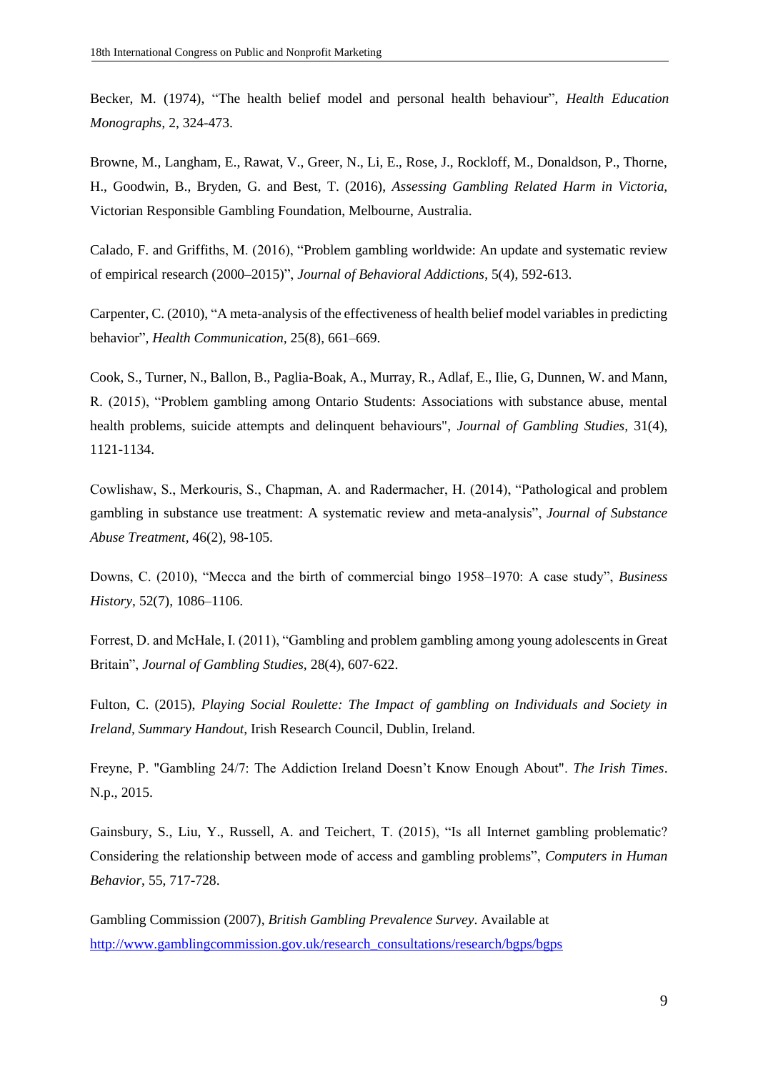Becker, M. (1974), “The health belief model and personal health behaviour”, *Health Education Monographs,* 2, 324-473.

Browne, M., Langham, E., Rawat, V., Greer, N., Li, E., Rose, J., Rockloff, M., Donaldson, P., Thorne, H., Goodwin, B., Bryden, G. and Best, T. (2016), *Assessing Gambling Related Harm in Victoria,* Victorian Responsible Gambling Foundation, Melbourne, Australia.

Calado, F. and Griffiths, M. (2016), “Problem gambling worldwide: An update and systematic review of empirical research (2000–2015)”, *Journal of Behavioral Addictions*, 5(4), 592-613.

Carpenter, C. (2010), “A meta-analysis of the effectiveness of health belief model variables in predicting behavior”*, Health Communication,* 25(8), 661–669.

Cook, S., Turner, N., Ballon, B., Paglia-Boak, A., Murray, R., Adlaf, E., Ilie, G, Dunnen, W. and Mann, R. (2015), “Problem gambling among Ontario Students: Associations with substance abuse, mental health problems, suicide attempts and delinquent behaviours", *Journal of Gambling Studies,* 31(4), 1121-1134.

Cowlishaw, S., Merkouris, S., Chapman, A. and Radermacher, H. (2014), “Pathological and problem gambling in substance use treatment: A systematic review and meta-analysis”, *Journal of Substance Abuse Treatment,* 46(2), 98-105.

Downs, C. (2010), “Mecca and the birth of commercial bingo 1958–1970: A case study”, *Business History*, 52(7), 1086–1106.

Forrest, D. and McHale, I. (2011), “Gambling and problem gambling among young adolescents in Great Britain”, *Journal of Gambling Studies,* 28(4), 607-622.

Fulton, C. (2015), *Playing Social Roulette: The Impact of gambling on Individuals and Society in Ireland, Summary Handout*, Irish Research Council, Dublin, Ireland.

Freyne, P. "Gambling 24/7: The Addiction Ireland Doesn’t Know Enough About". *The Irish Times*. N.p., 2015.

Gainsbury, S., Liu, Y., Russell, A. and Teichert, T. (2015), “Is all Internet gambling problematic? Considering the relationship between mode of access and gambling problems”, *Computers in Human Behavior*, 55, 717-728.

Gambling Commission (2007), *British Gambling Prevalence Survey*. Available at http://www.gamblingcommission.gov.uk/research_consultations/research/bgps/bgps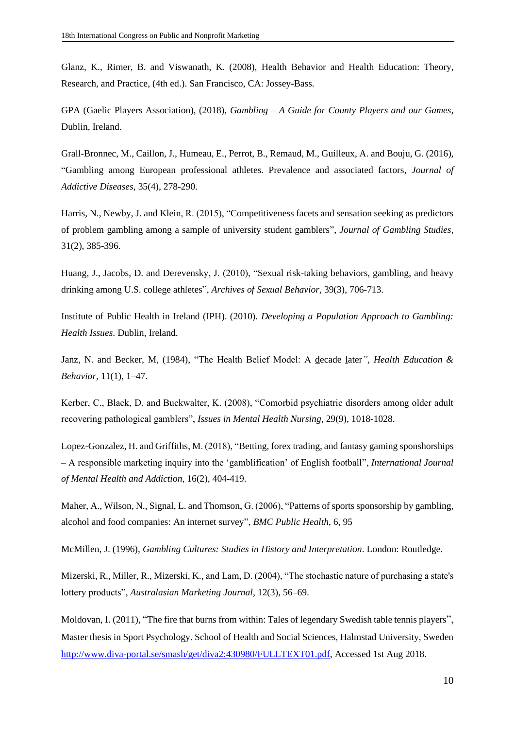Glanz, K., Rimer, B. and Viswanath, K. (2008), Health Behavior and Health Education: Theory, Research, and Practice, (4th ed.). San Francisco, CA: Jossey-Bass.

GPA (Gaelic Players Association), (2018), *Gambling – A Guide for County Players and our Games*, Dublin, Ireland.

Grall-Bronnec, M., Caillon, J., Humeau, E., Perrot, B., Remaud, M., Guilleux, A. and Bouju, G. (2016), "Gambling among European professional athletes. Prevalence and associated factors, *Journal of Addictive Diseases*, 35(4), 278-290.

Harris, N., Newby, J. and Klein, R. (2015), "Competitiveness facets and sensation seeking as predictors of problem gambling among a sample of university student gamblers", *Journal of Gambling Studies*, 31(2), 385-396.

Huang, J., Jacobs, D. and Derevensky, J. (2010), "Sexual risk-taking behaviors, gambling, and heavy drinking among U.S. college athletes", *Archives of Sexual Behavior*, 39(3), 706-713.

Institute of Public Health in Ireland (IPH). (2010). *Developing a Population Approach to Gambling: Health Issues*. Dublin, Ireland.

Janz, N. and Becker, M, (1984), "The Health Belief Model: A decade later", *Health Education & Behavior*, 11(1), 1–47.

Kerber, C., Black, D. and Buckwalter, K. (2008), "Comorbid psychiatric disorders among older adult recovering pathological gamblers", *Issues in Mental Health Nursing*, 29(9), 1018-1028.

Lopez-Gonzalez, H. and Griffiths, M. (2018), "Betting, forex trading, and fantasy gaming sponshorships – A responsible marketing inquiry into the 'gamblification' of English football", *International Journal of Mental Health and Addiction*, 16(2), 404-419.

Maher, A., Wilson, N., Signal, L. and Thomson, G. (2006), "Patterns of sports sponsorship by gambling, alcohol and food companies: An internet survey", *BMC Public Health*, 6, 95

McMillen, J. (1996), *Gambling Cultures: Studies in History and Interpretation*. London: Routledge.

Mizerski, R., Miller, R., Mizerski, K., and Lam, D. (2004), "The stochastic nature of purchasing a state's lottery products", *Australasian Marketing Journal*, 12(3), 56–69.

Moldovan, I. (2011), "The fire that burns from within: Tales of legendary Swedish table tennis players", Master thesis in Sport Psychology. School of Health and Social Sciences, Halmstad University, Sweden http://www.diva-portal.se/smash/get/diva2:430980/FULLTEXT01.pdf, Accessed 1st Aug 2018.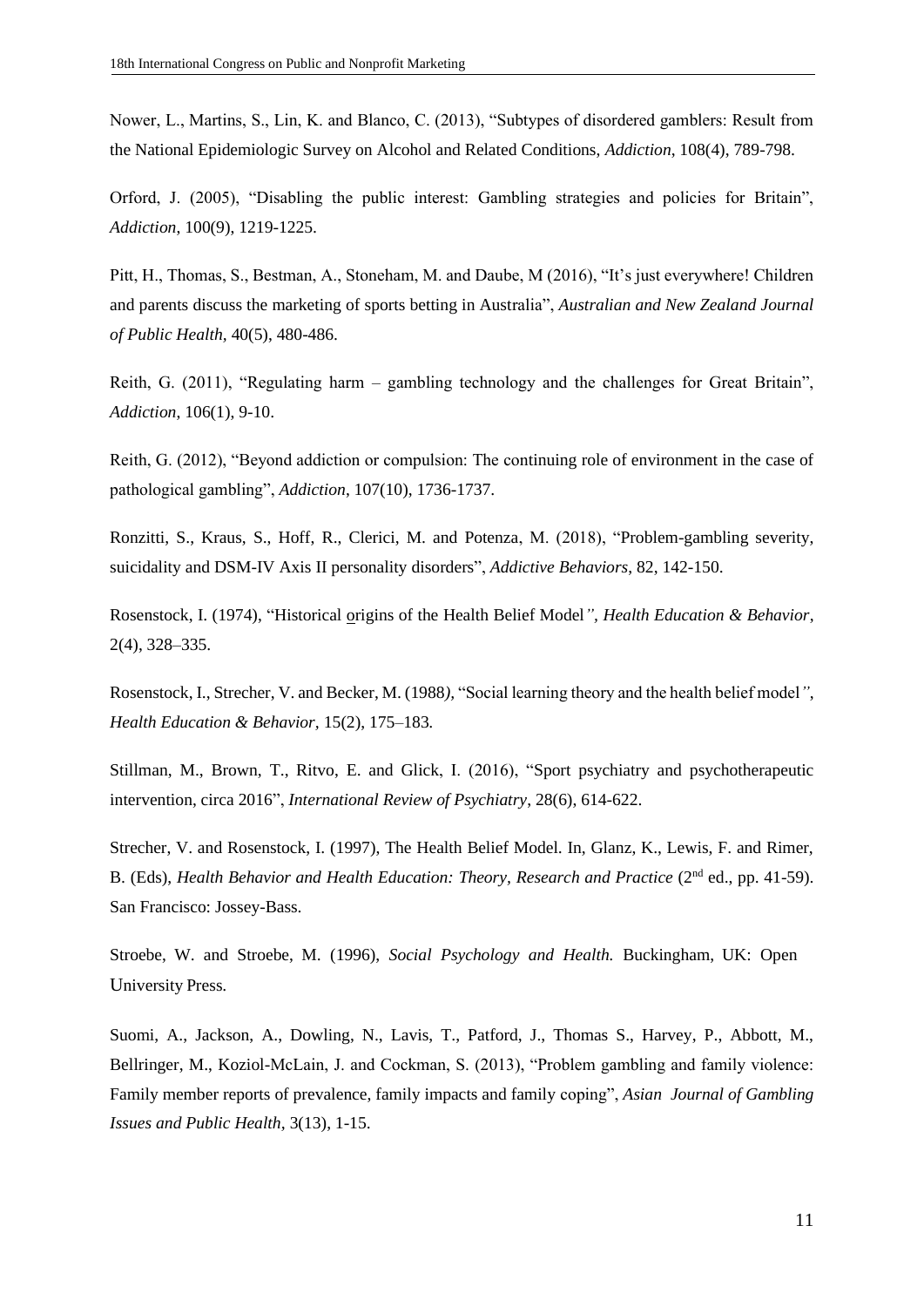Nower, L., Martins, S., Lin, K. and Blanco, C. (2013), "Subtypes of disordered gamblers: Result from the National Epidemiologic Survey on Alcohol and Related Conditions, *Addiction*, 108(4), 789-798.

Orford, J. (2005), "Disabling the public interest: Gambling strategies and policies for Britain", *Addiction*, 100(9), 1219-1225.

Pitt, H., Thomas, S., Bestman, A., Stoneham, M. and Daube, M (2016), "It's just everywhere! Children and parents discuss the marketing of sports betting in Australia", *Australian and New Zealand Journal of Public Health*, 40(5), 480-486.

Reith, G. (2011), "Regulating harm – gambling technology and the challenges for Great Britain", *Addiction*, 106(1), 9-10.

Reith, G. (2012), "Beyond addiction or compulsion: The continuing role of environment in the case of pathological gambling", *Addiction*, 107(10), 1736-1737.

Ronzitti, S., Kraus, S., Hoff, R., Clerici, M. and Potenza, M. (2018), "Problem-gambling severity, suicidality and DSM-IV Axis II personality disorders", *Addictive Behaviors*, 82, 142-150.

Rosenstock, I. (1974), "Historical origins of the Health Belief Model", *Health Education & Behavior*, 2(4), 328–335.

Rosenstock, I., Strecher, V. and Becker, M. (1988), "Social learning theory and the health belief model", *Health Education & Behavior*, 15(2), 175–183.

Stillman, M., Brown, T., Ritvo, E. and Glick, I. (2016), "Sport psychiatry and psychotherapeutic intervention, circa 2016", *International Review of Psychiatry*, 28(6), 614-622.

Strecher, V. and Rosenstock, I. (1997), The Health Belief Model. In, Glanz, K., Lewis, F. and Rimer, B. (Eds), *Health Behavior and Health Education: Theory, Research and Practice* (2nd ed., pp. 41-59). San Francisco: Jossey-Bass.

Stroebe, W. and Stroebe, M. (1996), *Social Psychology and Health.* Buckingham, UK: Open University Press.

Suomi, A., Jackson, A., Dowling, N., Lavis, T., Patford, J., Thomas S., Harvey, P., Abbott, M., Bellringer, M., Koziol-McLain, J. and Cockman, S. (2013), "Problem gambling and family violence: Family member reports of prevalence, family impacts and family coping", *Asian Journal of Gambling Issues and Public Health*, 3(13), 1-15.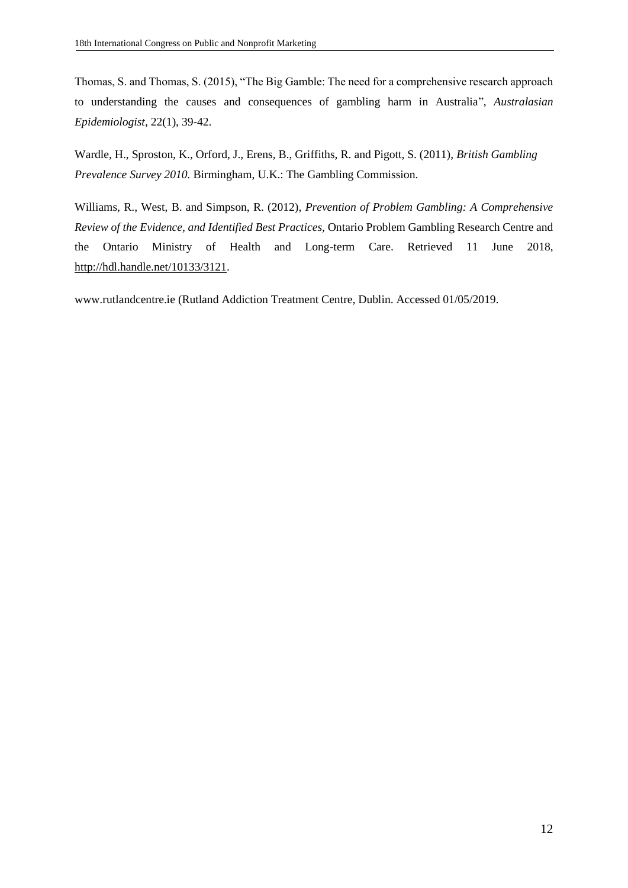Thomas, S. and Thomas, S. (2015), "The Big Gamble: The need for a comprehensive research approach to understanding the causes and consequences of gambling harm in Australia", *Australasian Epidemiologist*, 22(1), 39-42.

Wardle, H., Sproston, K., Orford, J., Erens, B., Griffiths, R. and Pigott, S. (2011), *British Gambling Prevalence Survey 2010.* Birmingham, U.K.: The Gambling Commission.

Williams, R., West, B. and Simpson, R. (2012), *Prevention of Problem Gambling: A Comprehensive Review of the Evidence, and Identified Best Practices*, Ontario Problem Gambling Research Centre and the Ontario Ministry of Health and Long-term Care. Retrieved 11 June 2018, http://hdl.handle.net/10133/3121.

www.rutlandcentre.ie (Rutland Addiction Treatment Centre, Dublin. Accessed 01/05/2019.